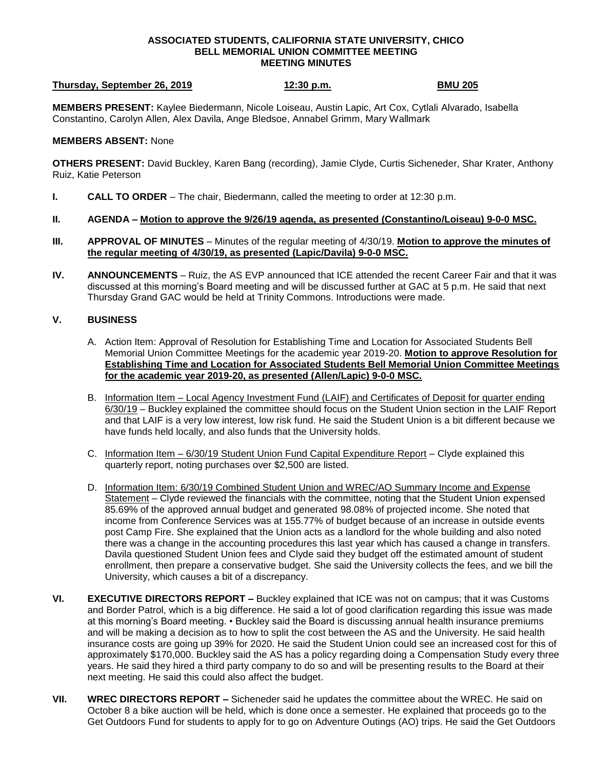**ASSOCIATED STUDENTS, CALIFORNIA STATE UNIVERSITY, CHICO**
**BELL MEMORIAL UNION COMMITTEE MEETING**
**MEETING MINUTES**

**Thursday, September 26, 2019** **12:30 p.m.** **BMU 205**

**MEMBERS PRESENT:** Kaylee Biedermann, Nicole Loiseau, Austin Lapic, Art Cox, Cytlali Alvarado, Isabella Constantino, Carolyn Allen, Alex Davila, Ange Bledsoe, Annabel Grimm, Mary Wallmark

**MEMBERS ABSENT:** None

**OTHERS PRESENT:** David Buckley, Karen Bang (recording), Jamie Clyde, Curtis Sicheneder, Shar Krater, Anthony Ruiz, Katie Peterson

**I. CALL TO ORDER** – The chair, Biedermann, called the meeting to order at 12:30 p.m.

**II. AGENDA – Motion to approve the 9/26/19 agenda, as presented (Constantino/Loiseau) 9-0-0 MSC.**

**III. APPROVAL OF MINUTES** – Minutes of the regular meeting of 4/30/19. **Motion to approve the minutes of the regular meeting of 4/30/19, as presented (Lapic/Davila) 9-0-0 MSC.**

**IV. ANNOUNCEMENTS** – Ruiz, the AS EVP announced that ICE attended the recent Career Fair and that it was discussed at this morning's Board meeting and will be discussed further at GAC at 5 p.m. He said that next Thursday Grand GAC would be held at Trinity Commons. Introductions were made.

**V. BUSINESS**

A. Action Item: Approval of Resolution for Establishing Time and Location for Associated Students Bell Memorial Union Committee Meetings for the academic year 2019-20. **Motion to approve Resolution for Establishing Time and Location for Associated Students Bell Memorial Union Committee Meetings for the academic year 2019-20, as presented (Allen/Lapic) 9-0-0 MSC.**

B. Information Item – Local Agency Investment Fund (LAIF) and Certificates of Deposit for quarter ending 6/30/19 – Buckley explained the committee should focus on the Student Union section in the LAIF Report and that LAIF is a very low interest, low risk fund. He said the Student Union is a bit different because we have funds held locally, and also funds that the University holds.

C. Information Item – 6/30/19 Student Union Fund Capital Expenditure Report – Clyde explained this quarterly report, noting purchases over $2,500 are listed.

D. Information Item: 6/30/19 Combined Student Union and WREC/AO Summary Income and Expense Statement – Clyde reviewed the financials with the committee, noting that the Student Union expensed 85.69% of the approved annual budget and generated 98.08% of projected income. She noted that income from Conference Services was at 155.77% of budget because of an increase in outside events post Camp Fire. She explained that the Union acts as a landlord for the whole building and also noted there was a change in the accounting procedures this last year which has caused a change in transfers. Davila questioned Student Union fees and Clyde said they budget off the estimated amount of student enrollment, then prepare a conservative budget. She said the University collects the fees, and we bill the University, which causes a bit of a discrepancy.

**VI. EXECUTIVE DIRECTORS REPORT –** Buckley explained that ICE was not on campus; that it was Customs and Border Patrol, which is a big difference. He said a lot of good clarification regarding this issue was made at this morning's Board meeting. • Buckley said the Board is discussing annual health insurance premiums and will be making a decision as to how to split the cost between the AS and the University. He said health insurance costs are going up 39% for 2020. He said the Student Union could see an increased cost for this of approximately $170,000. Buckley said the AS has a policy regarding doing a Compensation Study every three years. He said they hired a third party company to do so and will be presenting results to the Board at their next meeting. He said this could also affect the budget.

**VII. WREC DIRECTORS REPORT –** Sicheneder said he updates the committee about the WREC. He said on October 8 a bike auction will be held, which is done once a semester. He explained that proceeds go to the Get Outdoors Fund for students to apply for to go on Adventure Outings (AO) trips. He said the Get Outdoors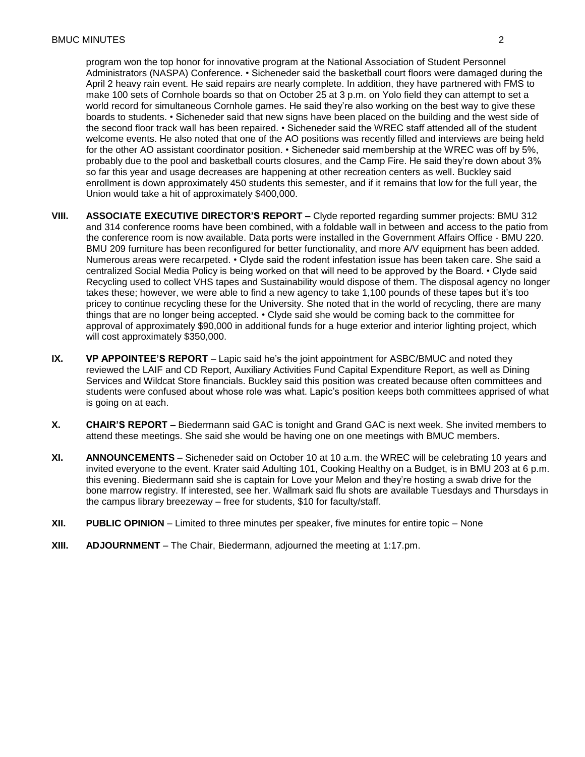program won the top honor for innovative program at the National Association of Student Personnel Administrators (NASPA) Conference. • Sicheneder said the basketball court floors were damaged during the April 2 heavy rain event. He said repairs are nearly complete. In addition, they have partnered with FMS to make 100 sets of Cornhole boards so that on October 25 at 3 p.m. on Yolo field they can attempt to set a world record for simultaneous Cornhole games. He said they're also working on the best way to give these boards to students. • Sicheneder said that new signs have been placed on the building and the west side of the second floor track wall has been repaired. • Sicheneder said the WREC staff attended all of the student welcome events. He also noted that one of the AO positions was recently filled and interviews are being held for the other AO assistant coordinator position. • Sicheneder said membership at the WREC was off by 5%, probably due to the pool and basketball courts closures, and the Camp Fire. He said they're down about 3% so far this year and usage decreases are happening at other recreation centers as well. Buckley said enrollment is down approximately 450 students this semester, and if it remains that low for the full year, the Union would take a hit of approximately $400,000.

**VIII. ASSOCIATE EXECUTIVE DIRECTOR'S REPORT –** Clyde reported regarding summer projects: BMU 312 and 314 conference rooms have been combined, with a foldable wall in between and access to the patio from the conference room is now available. Data ports were installed in the Government Affairs Office - BMU 220. BMU 209 furniture has been reconfigured for better functionality, and more A/V equipment has been added. Numerous areas were recarpeted. • Clyde said the rodent infestation issue has been taken care. She said a centralized Social Media Policy is being worked on that will need to be approved by the Board. • Clyde said Recycling used to collect VHS tapes and Sustainability would dispose of them. The disposal agency no longer takes these; however, we were able to find a new agency to take 1,100 pounds of these tapes but it's too pricey to continue recycling these for the University. She noted that in the world of recycling, there are many things that are no longer being accepted. • Clyde said she would be coming back to the committee for approval of approximately $90,000 in additional funds for a huge exterior and interior lighting project, which will cost approximately $350,000.

**IX. VP APPOINTEE'S REPORT** – Lapic said he's the joint appointment for ASBC/BMUC and noted they reviewed the LAIF and CD Report, Auxiliary Activities Fund Capital Expenditure Report, as well as Dining Services and Wildcat Store financials. Buckley said this position was created because often committees and students were confused about whose role was what. Lapic's position keeps both committees apprised of what is going on at each.

**X. CHAIR'S REPORT –** Biedermann said GAC is tonight and Grand GAC is next week. She invited members to attend these meetings. She said she would be having one on one meetings with BMUC members.

**XI. ANNOUNCEMENTS** – Sicheneder said on October 10 at 10 a.m. the WREC will be celebrating 10 years and invited everyone to the event. Krater said Adulting 101, Cooking Healthy on a Budget, is in BMU 203 at 6 p.m. this evening. Biedermann said she is captain for Love your Melon and they're hosting a swab drive for the bone marrow registry. If interested, see her. Wallmark said flu shots are available Tuesdays and Thursdays in the campus library breezeway – free for students, $10 for faculty/staff.

**XII. PUBLIC OPINION** – Limited to three minutes per speaker, five minutes for entire topic – None

**XIII. ADJOURNMENT** – The Chair, Biedermann, adjourned the meeting at 1:17.pm.